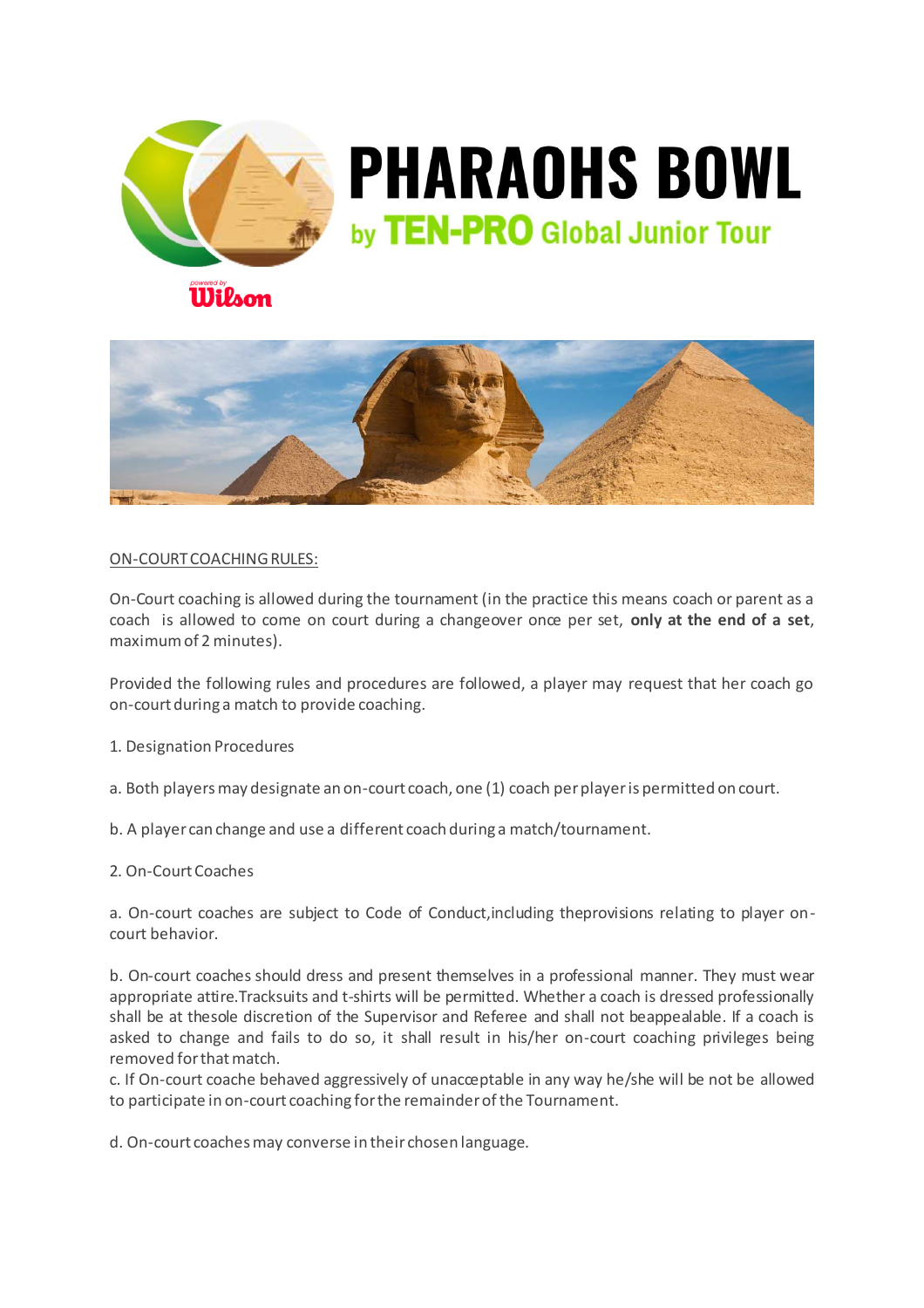# PHARAOHS BOWL

## by TEN-PRO Global Junior Tour

powered by Wilson

ON-COURT COACHING RULES:

On-Court coaching is allowed during the tournament (in the practice this means coach or parent as a coach is allowed to come on court during a changeover once per set, **only at the end of a set**, maximum of 2 minutes).

Provided the following rules and procedures are followed, a player may request that her coach go on-court during a match to provide coaching.

1. Designation Procedures

a. Both players may designate an on-court coach, one (1) coach per player is permitted on court.

b. A player can change and use a different coach during a match/tournament.

2. On-Court Coaches

a. On-court coaches are subject to Code of Conduct,including theprovisions relating to player on-court behavior.

b. On-court coaches should dress and present themselves in a professional manner. They must wear appropriate attire.Tracksuits and t-shirts will be permitted. Whether a coach is dressed professionally shall be at thesole discretion of the Supervisor and Referee and shall not beappealable. If a coach is asked to change and fails to do so, it shall result in his/her on-court coaching privileges being removed for that match.

c. If On-court coache behaved aggressively of unacceptable in any way he/she will be not be allowed to participate in on-court coaching for the remainder of the Tournament.

d. On-court coaches may converse in their chosen language.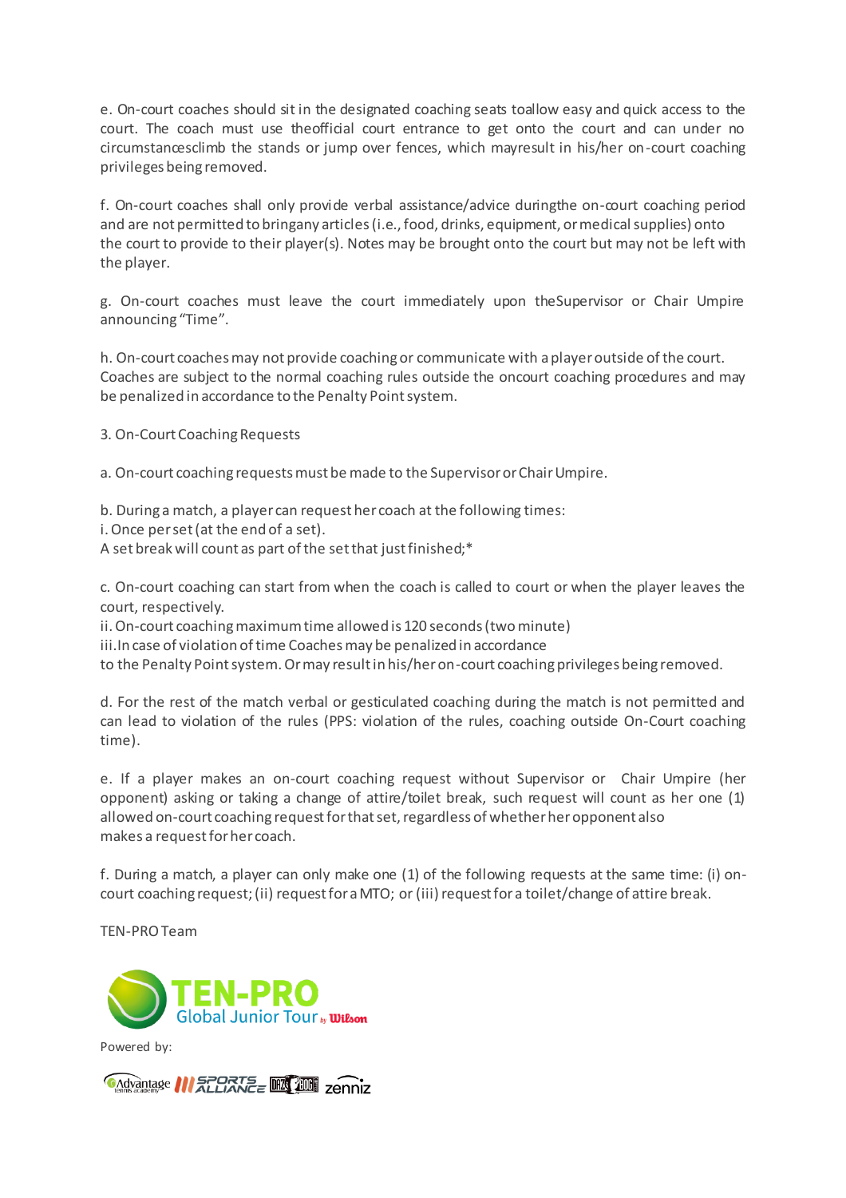e. On-court coaches should sit in the designated coaching seats toallow easy and quick access to the court. The coach must use theofficial court entrance to get onto the court and can under no circumstancesclimb the stands or jump over fences, which mayresult in his/her on-court coaching privileges being removed.

f. On-court coaches shall only provide verbal assistance/advice duringthe on-court coaching period and are not permitted to bringany articles (i.e., food, drinks, equipment, or medical supplies) onto the court to provide to their player(s). Notes may be brought onto the court but may not be left with the player.

g. On-court coaches must leave the court immediately upon theSupervisor or Chair Umpire announcing "Time".

h. On-court coaches may not provide coaching or communicate with a player outside of the court. Coaches are subject to the normal coaching rules outside the oncourt coaching procedures and may be penalized in accordance to the Penalty Point system.

3. On-Court Coaching Requests

a. On-court coaching requests must be made to the Supervisor or Chair Umpire.

b. During a match, a player can request her coach at the following times:
i. Once per set (at the end of a set).
A set break will count as part of the set that just finished;*

c. On-court coaching can start from when the coach is called to court or when the player leaves the court, respectively.
ii. On-court coaching maximum time allowed is 120 seconds (two minute)
iii.In case of violation of time Coaches may be penalized in accordance
to the Penalty Point system. Or may result in his/her on-court coaching privileges being removed.

d. For the rest of the match verbal or gesticulated coaching during the match is not permitted and can lead to violation of the rules (PPS: violation of the rules, coaching outside On-Court coaching time).

e. If a player makes an on-court coaching request without Supervisor or Chair Umpire (her opponent) asking or taking a change of attire/toilet break, such request will count as her one (1) allowed on-court coaching request for that set, regardless of whether her opponent also
makes a request for her coach.

f. During a match, a player can only make one (1) of the following requests at the same time: (i) on-court coaching request; (ii) request for a MTO; or (iii) request for a toilet/change of attire break.

TEN-PRO Team

TEN-PRO
Global Junior Tour by Wilson

Powered by: